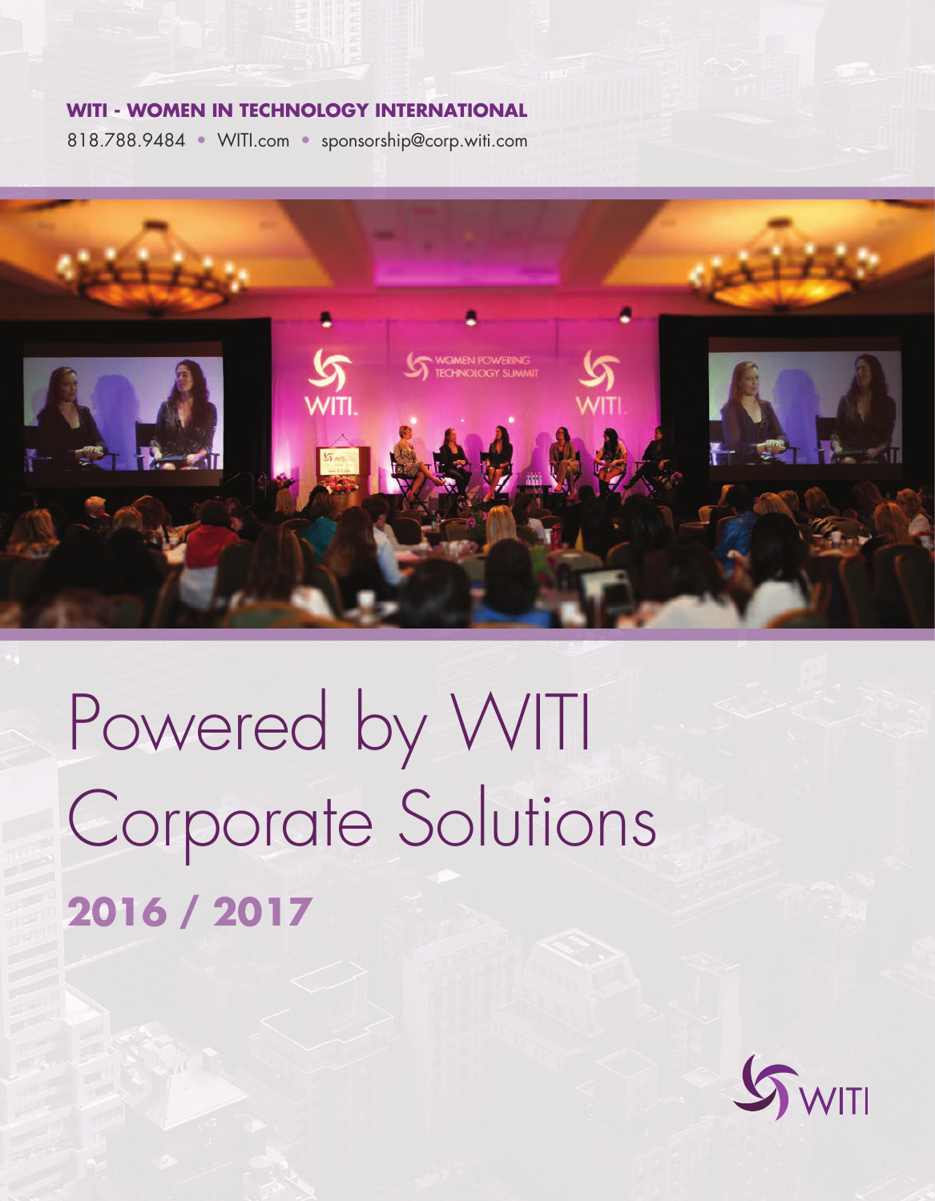**WITI - WOMEN IN TECHNOLOGY INTERNATIONAL**

818.788.9484 • WITI.com • sponsorship@corp.witi.com

# Powered by WITI Corporate Solutions

## 2016 / 2017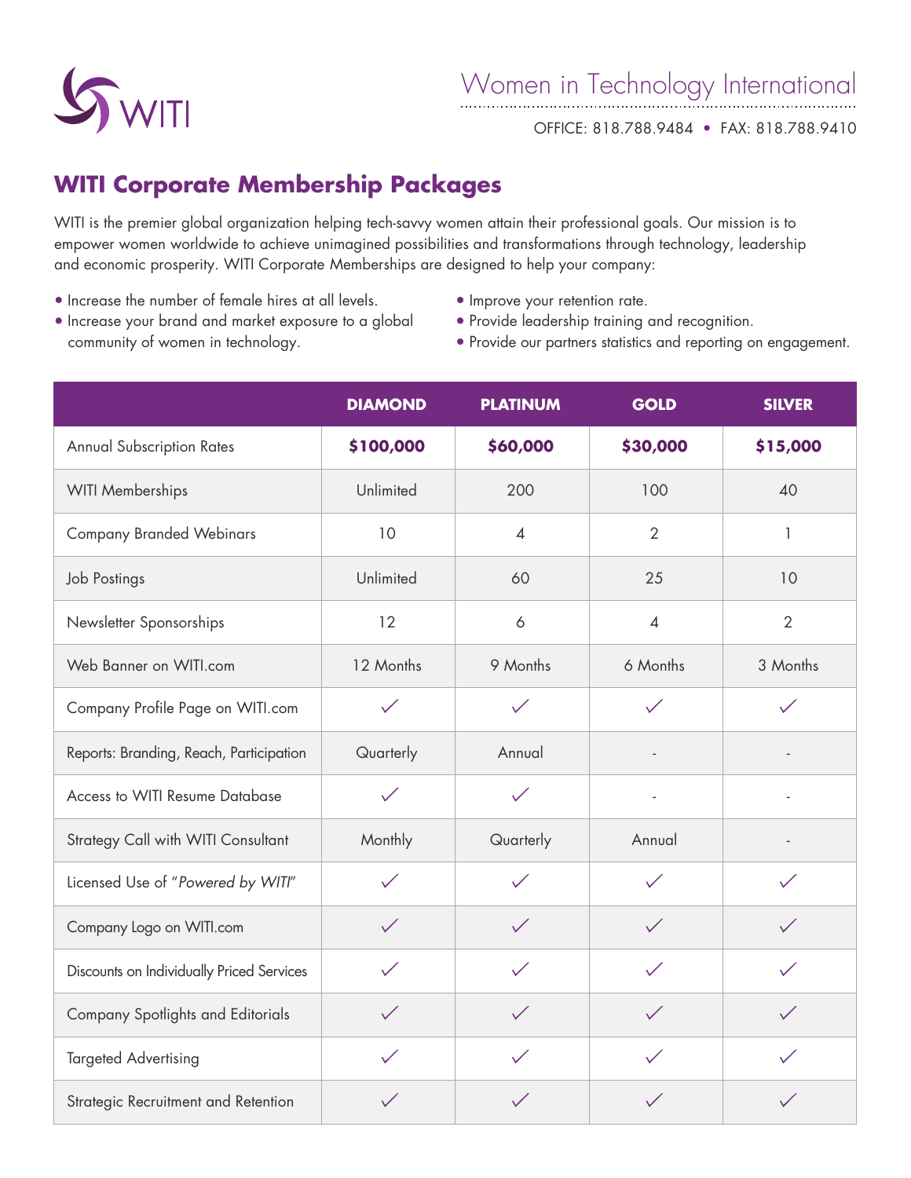WITI

Women in Technology International

OFFICE: 818.788.9484 • FAX: 818.788.9410

## WITI Corporate Membership Packages

WITI is the premier global organization helping tech-savvy women attain their professional goals. Our mission is to empower women worldwide to achieve unimagined possibilities and transformations through technology, leadership and economic prosperity. WITI Corporate Memberships are designed to help your company:

- Increase the number of female hires at all levels.
- Increase your brand and market exposure to a global community of women in technology.
- Improve your retention rate.
- Provide leadership training and recognition.
- Provide our partners statistics and reporting on engagement.

| | DIAMOND | PLATINUM | GOLD | SILVER |
|---|---|---|---|---|
| Annual Subscription Rates | **$100,000** | **$60,000** | **$30,000** | **$15,000** |
| WITI Memberships | Unlimited | 200 | 100 | 40 |
| Company Branded Webinars | 10 | 4 | 2 | 1 |
| Job Postings | Unlimited | 60 | 25 | 10 |
| Newsletter Sponsorships | 12 | 6 | 4 | 2 |
| Web Banner on WITI.com | 12 Months | 9 Months | 6 Months | 3 Months |
| Company Profile Page on WITI.com | ✓ | ✓ | ✓ | ✓ |
| Reports: Branding, Reach, Participation | Quarterly | Annual | - | - |
| Access to WITI Resume Database | ✓ | ✓ | - | - |
| Strategy Call with WITI Consultant | Monthly | Quarterly | Annual | - |
| Licensed Use of "*Powered by WITI*" | ✓ | ✓ | ✓ | ✓ |
| Company Logo on WITI.com | ✓ | ✓ | ✓ | ✓ |
| Discounts on Individually Priced Services | ✓ | ✓ | ✓ | ✓ |
| Company Spotlights and Editorials | ✓ | ✓ | ✓ | ✓ |
| Targeted Advertising | ✓ | ✓ | ✓ | ✓ |
| Strategic Recruitment and Retention | ✓ | ✓ | ✓ | ✓ |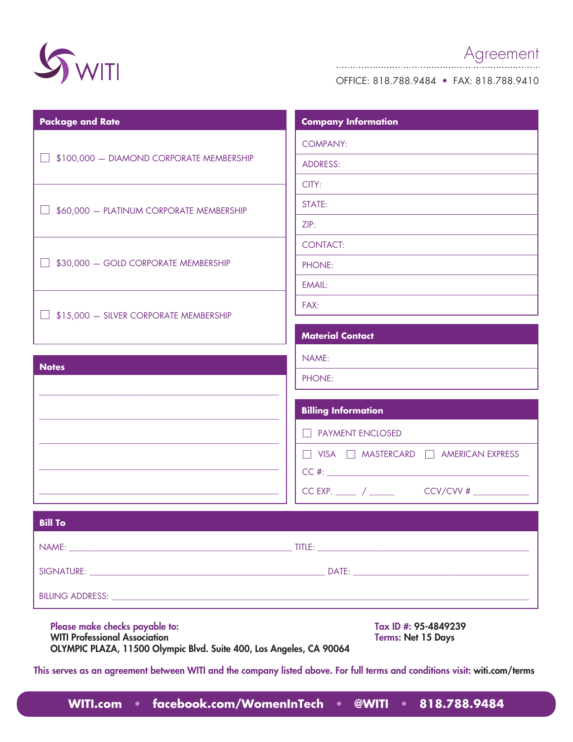WITI

# Agreement

OFFICE: 818.788.9484 • FAX: 818.788.9410

## Package and Rate

☐ $100,000 — DIAMOND CORPORATE MEMBERSHIP

☐ $60,000 — PLATINUM CORPORATE MEMBERSHIP

☐ $30,000 — GOLD CORPORATE MEMBERSHIP

☐ $15,000 — SILVER CORPORATE MEMBERSHIP

## Company Information

COMPANY:

ADDRESS:

CITY:

STATE:

ZIP:

CONTACT:

PHONE:

EMAIL:

FAX:

## Notes

___________________________________________

___________________________________________

___________________________________________

___________________________________________

___________________________________________

## Material Contact

NAME:

PHONE:

## Billing Information

☐ PAYMENT ENCLOSED

☐ VISA ☐ MASTERCARD ☐ AMERICAN EXPRESS

CC #: ___________________________________________

CC EXP. _____ / _____ CCV/CVV # ____________

## Bill To

NAME: ___________________________________________ TITLE: ___________________________________________

SIGNATURE: ___________________________________________ DATE: ___________________________________________

BILLING ADDRESS: ___________________________________________

**Please make checks payable to:**
**WITI Professional Association**
**OLYMPIC PLAZA, 11500 Olympic Blvd. Suite 400, Los Angeles, CA 90064**

**Tax ID #: 95-4849239**
**Terms: Net 15 Days**

This serves as an agreement between WITI and the company listed above. For full terms and conditions visit: witi.com/terms

**WITI.com • facebook.com/WomenInTech • @WITI • 818.788.9484**